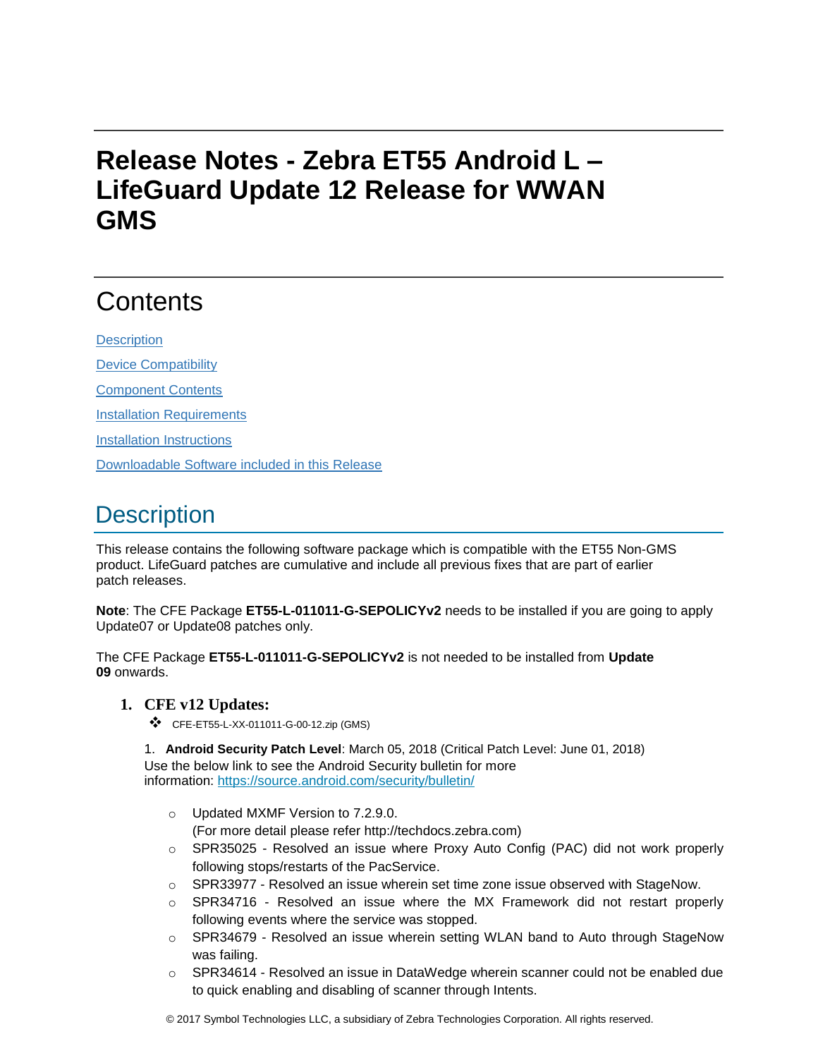# Release Notes - Zebra ET55 Android L – LifeGuard Update 12 Release for WWAN GMS

# Contents

[Description](#description)

[Device Compatibility](#device-compatibility)

[Component Contents](#component-contents)

[Installation Requirements](#installation-requirements)

[Installation Instructions](#installation-instructions)

[Downloadable Software included in this Release](#downloadable-software-included-in-this-release)

## Description

This release contains the following software package which is compatible with the ET55 Non-GMS product. LifeGuard patches are cumulative and include all previous fixes that are part of earlier patch releases.

**Note**: The CFE Package **ET55-L-011011-G-SEPOLICYv2** needs to be installed if you are going to apply Update07 or Update08 patches only.

The CFE Package **ET55-L-011011-G-SEPOLICYv2** is not needed to be installed from **Update 09** onwards.

### 1. CFE v12 Updates:

- CFE-ET55-L-XX-011011-G-00-12.zip (GMS)

1. **Android Security Patch Level**: March 05, 2018 (Critical Patch Level: June 01, 2018)
Use the below link to see the Android Security bulletin for more information: https://source.android.com/security/bulletin/

   - Updated MXMF Version to 7.2.9.0.
     (For more detail please refer http://techdocs.zebra.com)
   - SPR35025 - Resolved an issue where Proxy Auto Config (PAC) did not work properly following stops/restarts of the PacService.
   - SPR33977 - Resolved an issue wherein set time zone issue observed with StageNow.
   - SPR34716 - Resolved an issue where the MX Framework did not restart properly following events where the service was stopped.
   - SPR34679 - Resolved an issue wherein setting WLAN band to Auto through StageNow was failing.
   - SPR34614 - Resolved an issue in DataWedge wherein scanner could not be enabled due to quick enabling and disabling of scanner through Intents.

© 2017 Symbol Technologies LLC, a subsidiary of Zebra Technologies Corporation. All rights reserved.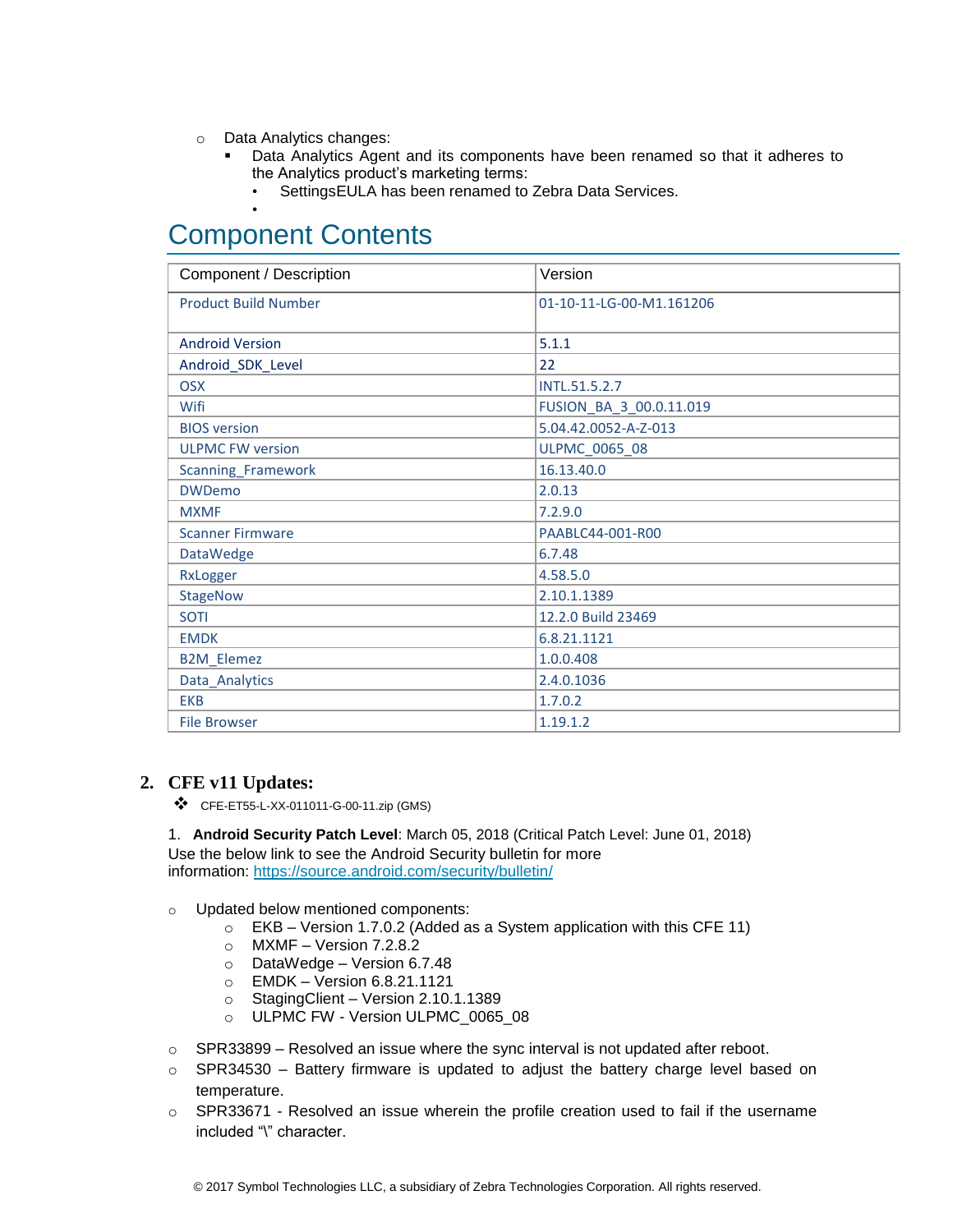- Data Analytics changes:
  - Data Analytics Agent and its components have been renamed so that it adheres to the Analytics product's marketing terms:
    - SettingsEULA has been renamed to Zebra Data Services.
    - 

# Component Contents

| Component / Description | Version |
|---|---|
| Product Build Number | 01-10-11-LG-00-M1.161206 |
| Android Version | 5.1.1 |
| Android_SDK_Level | 22 |
| OSX | INTL.51.5.2.7 |
| Wifi | FUSION_BA_3_00.0.11.019 |
| BIOS version | 5.04.42.0052-A-Z-013 |
| ULPMC FW version | ULPMC_0065_08 |
| Scanning_Framework | 16.13.40.0 |
| DWDemo | 2.0.13 |
| MXMF | 7.2.9.0 |
| Scanner Firmware | PAABLC44-001-R00 |
| DataWedge | 6.7.48 |
| RxLogger | 4.58.5.0 |
| StageNow | 2.10.1.1389 |
| SOTI | 12.2.0 Build 23469 |
| EMDK | 6.8.21.1121 |
| B2M_Elemez | 1.0.0.408 |
| Data_Analytics | 2.4.0.1036 |
| EKB | 1.7.0.2 |
| File Browser | 1.19.1.2 |

## 2. CFE v11 Updates:

- CFE-ET55-L-XX-011011-G-00-11.zip (GMS)

1. **Android Security Patch Level**: March 05, 2018 (Critical Patch Level: June 01, 2018)
Use the below link to see the Android Security bulletin for more information: https://source.android.com/security/bulletin/

- Updated below mentioned components:
  - EKB – Version 1.7.0.2 (Added as a System application with this CFE 11)
  - MXMF – Version 7.2.8.2
  - DataWedge – Version 6.7.48
  - EMDK – Version 6.8.21.1121
  - StagingClient – Version 2.10.1.1389
  - ULPMC FW - Version ULPMC_0065_08

- SPR33899 – Resolved an issue where the sync interval is not updated after reboot.
- SPR34530 – Battery firmware is updated to adjust the battery charge level based on temperature.
- SPR33671 - Resolved an issue wherein the profile creation used to fail if the username included "\" character.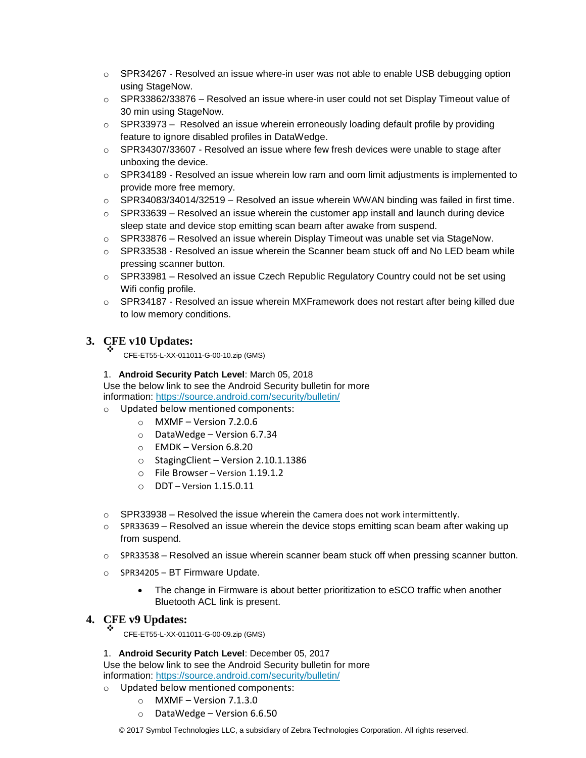- SPR34267 - Resolved an issue where-in user was not able to enable USB debugging option using StageNow.
- SPR33862/33876 – Resolved an issue where-in user could not set Display Timeout value of 30 min using StageNow.
- SPR33973 – Resolved an issue wherein erroneously loading default profile by providing feature to ignore disabled profiles in DataWedge.
- SPR34307/33607 - Resolved an issue where few fresh devices were unable to stage after unboxing the device.
- SPR34189 - Resolved an issue wherein low ram and oom limit adjustments is implemented to provide more free memory.
- SPR34083/34014/32519 – Resolved an issue wherein WWAN binding was failed in first time.
- SPR33639 – Resolved an issue wherein the customer app install and launch during device sleep state and device stop emitting scan beam after awake from suspend.
- SPR33876 – Resolved an issue wherein Display Timeout was unable set via StageNow.
- SPR33538 - Resolved an issue wherein the Scanner beam stuck off and No LED beam while pressing scanner button.
- SPR33981 – Resolved an issue Czech Republic Regulatory Country could not be set using Wifi config profile.
- SPR34187 - Resolved an issue wherein MXFramework does not restart after being killed due to low memory conditions.

## 3. CFE v10 Updates:

- CFE-ET55-L-XX-011011-G-00-10.zip (GMS)

1. **Android Security Patch Level**: March 05, 2018

Use the below link to see the Android Security bulletin for more information: https://source.android.com/security/bulletin/

- Updated below mentioned components:
  - MXMF – Version 7.2.0.6
  - DataWedge – Version 6.7.34
  - EMDK – Version 6.8.20
  - StagingClient – Version 2.10.1.1386
  - File Browser – Version 1.19.1.2
  - DDT – Version 1.15.0.11

- SPR33938 – Resolved the issue wherein the camera does not work intermittently.
- SPR33639 – Resolved an issue wherein the device stops emitting scan beam after waking up from suspend.
- SPR33538 – Resolved an issue wherein scanner beam stuck off when pressing scanner button.
- SPR34205 – BT Firmware Update.
  - The change in Firmware is about better prioritization to eSCO traffic when another Bluetooth ACL link is present.

## 4. CFE v9 Updates:

- CFE-ET55-L-XX-011011-G-00-09.zip (GMS)

1. **Android Security Patch Level**: December 05, 2017

Use the below link to see the Android Security bulletin for more information: https://source.android.com/security/bulletin/

- Updated below mentioned components:
  - MXMF – Version 7.1.3.0
  - DataWedge – Version 6.6.50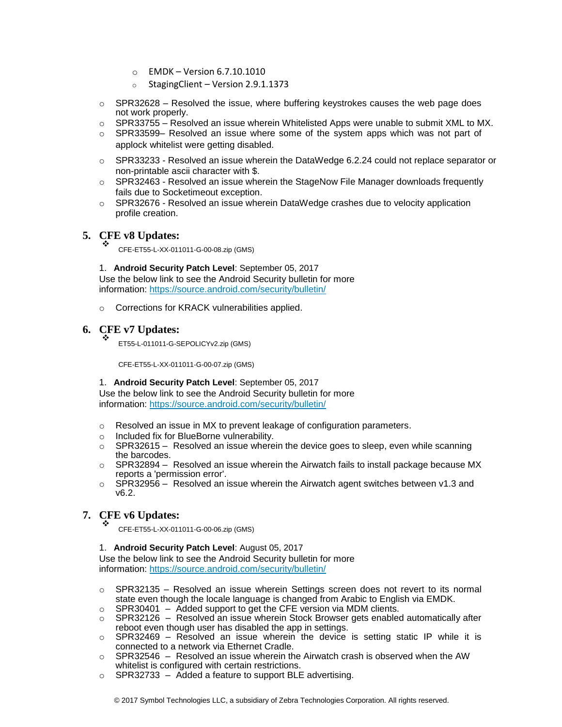- EMDK – Version 6.7.10.1010
    - StagingClient – Version 2.9.1.1373

- SPR32628 – Resolved the issue, where buffering keystrokes causes the web page does not work properly.
- SPR33755 – Resolved an issue wherein Whitelisted Apps were unable to submit XML to MX.
- SPR33599– Resolved an issue where some of the system apps which was not part of applock whitelist were getting disabled.
- SPR33233 - Resolved an issue wherein the DataWedge 6.2.24 could not replace separator or non-printable ascii character with $.
- SPR32463 - Resolved an issue wherein the StageNow File Manager downloads frequently fails due to Socketimeout exception.
- SPR32676 - Resolved an issue wherein DataWedge crashes due to velocity application profile creation.

## 5. CFE v8 Updates:

❖ CFE-ET55-L-XX-011011-G-00-08.zip (GMS)

1. **Android Security Patch Level**: September 05, 2017

Use the below link to see the Android Security bulletin for more information: https://source.android.com/security/bulletin/

- Corrections for KRACK vulnerabilities applied.

## 6. CFE v7 Updates:

❖ ET55-L-011011-G-SEPOLICYv2.zip (GMS)

CFE-ET55-L-XX-011011-G-00-07.zip (GMS)

1. **Android Security Patch Level**: September 05, 2017

Use the below link to see the Android Security bulletin for more information: https://source.android.com/security/bulletin/

- Resolved an issue in MX to prevent leakage of configuration parameters.
- Included fix for BlueBorne vulnerability.
- SPR32615 – Resolved an issue wherein the device goes to sleep, even while scanning the barcodes.
- SPR32894 – Resolved an issue wherein the Airwatch fails to install package because MX reports a 'permission error'.
- SPR32956 – Resolved an issue wherein the Airwatch agent switches between v1.3 and v6.2.

## 7. CFE v6 Updates:

❖ CFE-ET55-L-XX-011011-G-00-06.zip (GMS)

1. **Android Security Patch Level**: August 05, 2017

Use the below link to see the Android Security bulletin for more information: https://source.android.com/security/bulletin/

- SPR32135 – Resolved an issue wherein Settings screen does not revert to its normal state even though the locale language is changed from Arabic to English via EMDK.
- SPR30401 – Added support to get the CFE version via MDM clients.
- SPR32126 – Resolved an issue wherein Stock Browser gets enabled automatically after reboot even though user has disabled the app in settings.
- SPR32469 – Resolved an issue wherein the device is setting static IP while it is connected to a network via Ethernet Cradle.
- SPR32546 – Resolved an issue wherein the Airwatch crash is observed when the AW whitelist is configured with certain restrictions.
- SPR32733 – Added a feature to support BLE advertising.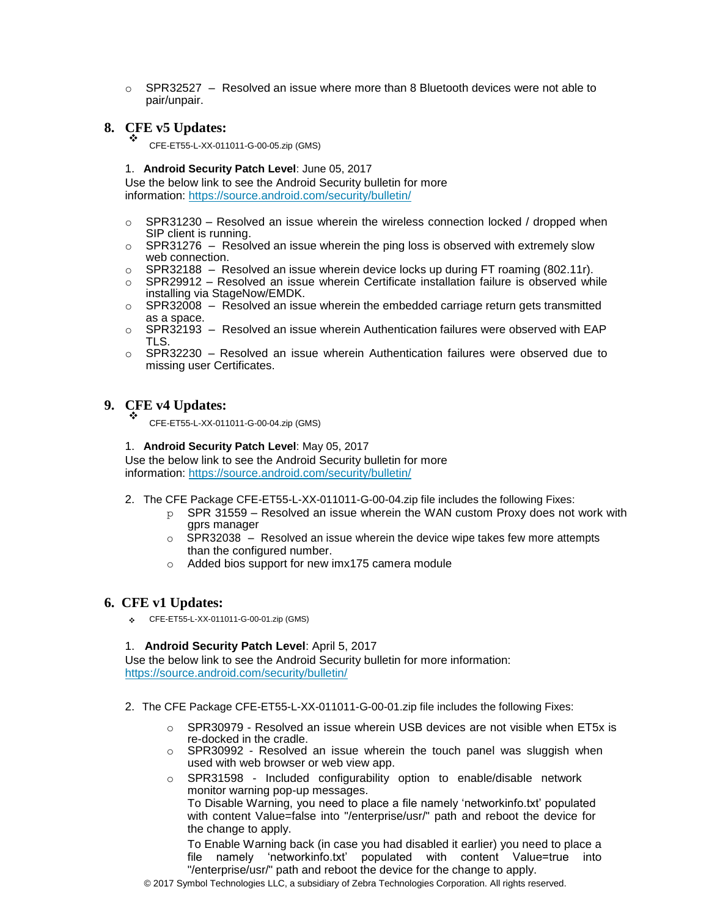- SPR32527 – Resolved an issue where more than 8 Bluetooth devices were not able to pair/unpair.

## 8. CFE v5 Updates:

- CFE-ET55-L-XX-011011-G-00-05.zip (GMS)

1. **Android Security Patch Level**: June 05, 2017

Use the below link to see the Android Security bulletin for more information: https://source.android.com/security/bulletin/

- SPR31230 – Resolved an issue wherein the wireless connection locked / dropped when SIP client is running.
- SPR31276 – Resolved an issue wherein the ping loss is observed with extremely slow web connection.
- SPR32188 – Resolved an issue wherein device locks up during FT roaming (802.11r).
- SPR29912 – Resolved an issue wherein Certificate installation failure is observed while installing via StageNow/EMDK.
- SPR32008 – Resolved an issue wherein the embedded carriage return gets transmitted as a space.
- SPR32193 – Resolved an issue wherein Authentication failures were observed with EAP TLS.
- SPR32230 – Resolved an issue wherein Authentication failures were observed due to missing user Certificates.

## 9. CFE v4 Updates:

- CFE-ET55-L-XX-011011-G-00-04.zip (GMS)

1. **Android Security Patch Level**: May 05, 2017

Use the below link to see the Android Security bulletin for more information: https://source.android.com/security/bulletin/

2. The CFE Package CFE-ET55-L-XX-011011-G-00-04.zip file includes the following Fixes:
   - SPR 31559 – Resolved an issue wherein the WAN custom Proxy does not work with gprs manager
   - SPR32038 – Resolved an issue wherein the device wipe takes few more attempts than the configured number.
   - Added bios support for new imx175 camera module

## 6. CFE v1 Updates:

- CFE-ET55-L-XX-011011-G-00-01.zip (GMS)

1. **Android Security Patch Level**: April 5, 2017

Use the below link to see the Android Security bulletin for more information: https://source.android.com/security/bulletin/

2. The CFE Package CFE-ET55-L-XX-011011-G-00-01.zip file includes the following Fixes:
   - SPR30979 - Resolved an issue wherein USB devices are not visible when ET5x is re-docked in the cradle.
   - SPR30992 - Resolved an issue wherein the touch panel was sluggish when used with web browser or web view app.
   - SPR31598 - Included configurability option to enable/disable network monitor warning pop-up messages.

     To Disable Warning, you need to place a file namely 'networkinfo.txt' populated with content Value=false into "/enterprise/usr/" path and reboot the device for the change to apply.

     To Enable Warning back (in case you had disabled it earlier) you need to place a file namely 'networkinfo.txt' populated with content Value=true into "/enterprise/usr/" path and reboot the device for the change to apply.

© 2017 Symbol Technologies LLC, a subsidiary of Zebra Technologies Corporation. All rights reserved.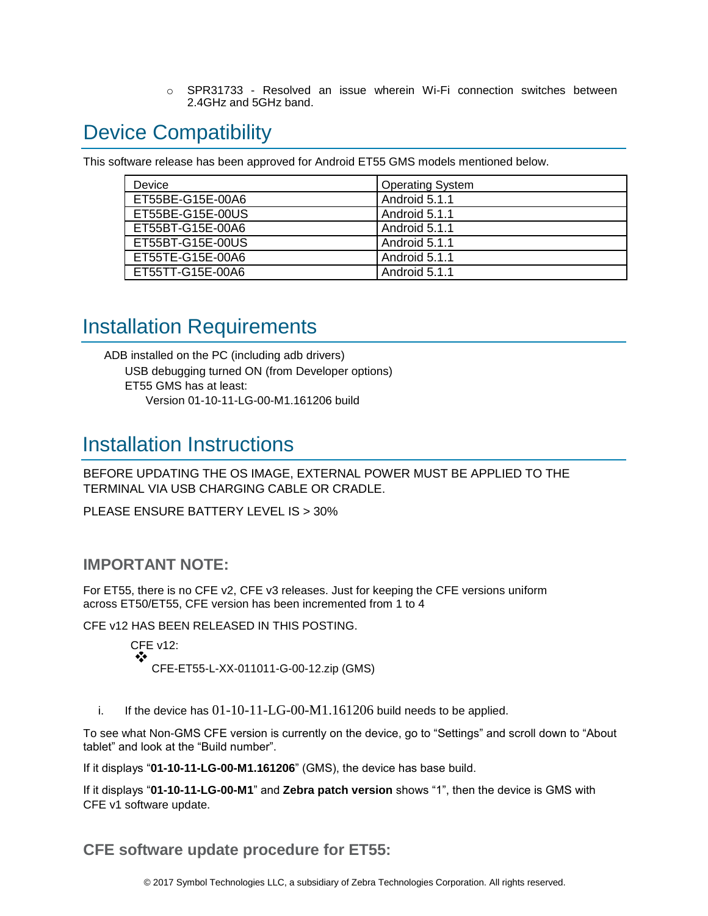- SPR31733 - Resolved an issue wherein Wi-Fi connection switches between 2.4GHz and 5GHz band.

## Device Compatibility

This software release has been approved for Android ET55 GMS models mentioned below.

| Device | Operating System |
|---|---|
| ET55BE-G15E-00A6 | Android 5.1.1 |
| ET55BE-G15E-00US | Android 5.1.1 |
| ET55BT-G15E-00A6 | Android 5.1.1 |
| ET55BT-G15E-00US | Android 5.1.1 |
| ET55TE-G15E-00A6 | Android 5.1.1 |
| ET55TT-G15E-00A6 | Android 5.1.1 |

## Installation Requirements

ADB installed on the PC (including adb drivers)

- USB debugging turned ON (from Developer options)
- ET55 GMS has at least:
  - Version 01-10-11-LG-00-M1.161206 build

## Installation Instructions

BEFORE UPDATING THE OS IMAGE, EXTERNAL POWER MUST BE APPLIED TO THE TERMINAL VIA USB CHARGING CABLE OR CRADLE.

PLEASE ENSURE BATTERY LEVEL IS > 30%

### IMPORTANT NOTE:

For ET55, there is no CFE v2, CFE v3 releases. Just for keeping the CFE versions uniform across ET50/ET55, CFE version has been incremented from 1 to 4

CFE v12 HAS BEEN RELEASED IN THIS POSTING.

CFE v12:

- CFE-ET55-L-XX-011011-G-00-12.zip (GMS)

i. If the device has 01-10-11-LG-00-M1.161206 build needs to be applied.

To see what Non-GMS CFE version is currently on the device, go to "Settings" and scroll down to "About tablet" and look at the "Build number".

If it displays "**01-10-11-LG-00-M1.161206**" (GMS), the device has base build.

If it displays "**01-10-11-LG-00-M1**" and **Zebra patch version** shows "1", then the device is GMS with CFE v1 software update.

### CFE software update procedure for ET55: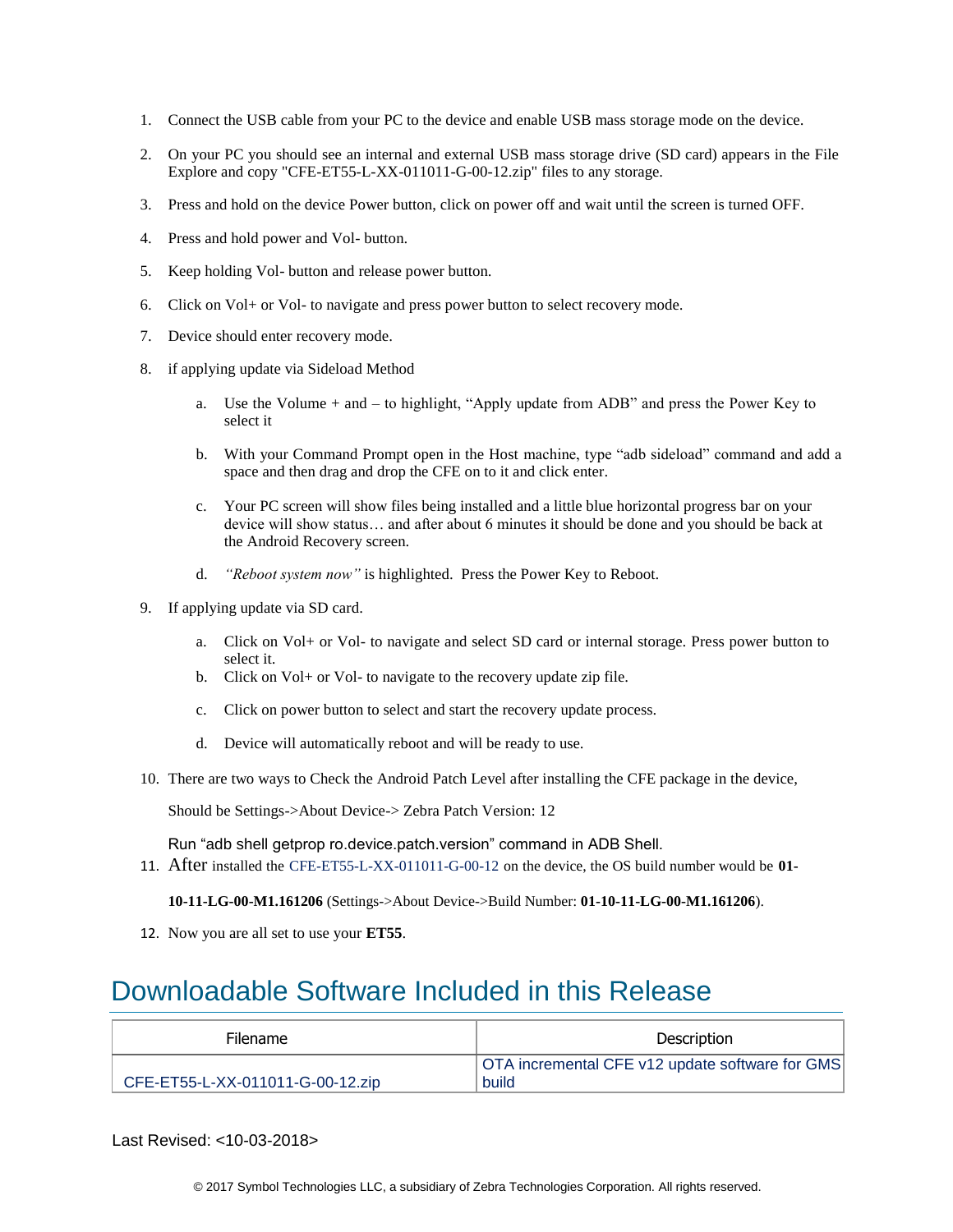1. Connect the USB cable from your PC to the device and enable USB mass storage mode on the device.
2. On your PC you should see an internal and external USB mass storage drive (SD card) appears in the File Explore and copy "CFE-ET55-L-XX-011011-G-00-12.zip" files to any storage.
3. Press and hold on the device Power button, click on power off and wait until the screen is turned OFF.
4. Press and hold power and Vol- button.
5. Keep holding Vol- button and release power button.
6. Click on Vol+ or Vol- to navigate and press power button to select recovery mode.
7. Device should enter recovery mode.
8. if applying update via Sideload Method
    a. Use the Volume + and – to highlight, "Apply update from ADB" and press the Power Key to select it
    b. With your Command Prompt open in the Host machine, type "adb sideload" command and add a space and then drag and drop the CFE on to it and click enter.
    c. Your PC screen will show files being installed and a little blue horizontal progress bar on your device will show status… and after about 6 minutes it should be done and you should be back at the Android Recovery screen.
    d. *"Reboot system now"* is highlighted. Press the Power Key to Reboot.
9. If applying update via SD card.
    a. Click on Vol+ or Vol- to navigate and select SD card or internal storage. Press power button to select it.
    b. Click on Vol+ or Vol- to navigate to the recovery update zip file.
    c. Click on power button to select and start the recovery update process.
    d. Device will automatically reboot and will be ready to use.
10. There are two ways to Check the Android Patch Level after installing the CFE package in the device,

    Should be Settings->About Device-> Zebra Patch Version: 12

    Run "adb shell getprop ro.device.patch.version" command in ADB Shell.
11. After installed the CFE-ET55-L-XX-011011-G-00-12 on the device, the OS build number would be **01-10-11-LG-00-M1.161206** (Settings->About Device->Build Number: **01-10-11-LG-00-M1.161206**).
12. Now you are all set to use your **ET55**.

# Downloadable Software Included in this Release

| Filename | Description |
| --- | --- |
| CFE-ET55-L-XX-011011-G-00-12.zip | OTA incremental CFE v12 update software for GMS build |

Last Revised: <10-03-2018>

© 2017 Symbol Technologies LLC, a subsidiary of Zebra Technologies Corporation. All rights reserved.